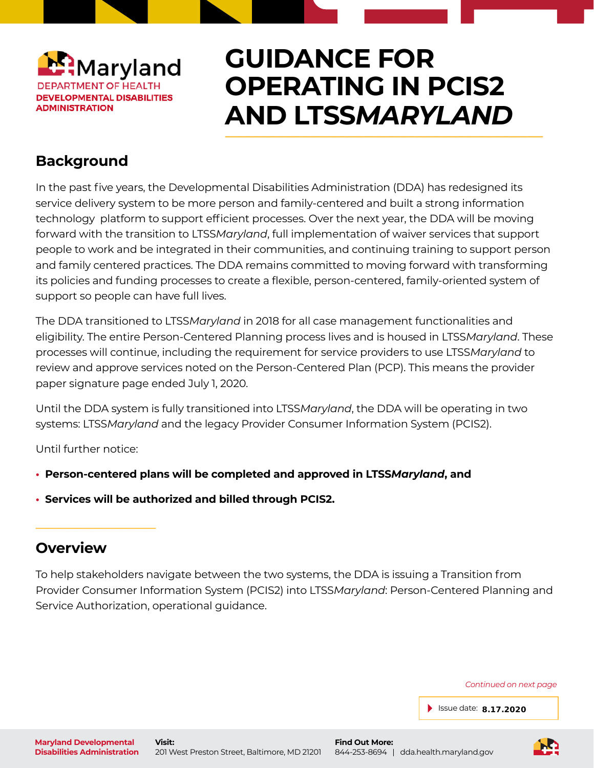Maryland
DEPARTMENT OF HEALTH
**DEVELOPMENTAL DISABILITIES ADMINISTRATION**

# GUIDANCE FOR OPERATING IN PCIS2 AND LTSS*MARYLAND*

## Background

In the past five years, the Developmental Disabilities Administration (DDA) has redesigned its service delivery system to be more person and family-centered and built a strong information technology platform to support efficient processes. Over the next year, the DDA will be moving forward with the transition to LTSS*Maryland*, full implementation of waiver services that support people to work and be integrated in their communities, and continuing training to support person and family centered practices. The DDA remains committed to moving forward with transforming its policies and funding processes to create a flexible, person-centered, family-oriented system of support so people can have full lives.

The DDA transitioned to LTSS*Maryland* in 2018 for all case management functionalities and eligibility. The entire Person-Centered Planning process lives and is housed in LTSS*Maryland*. These processes will continue, including the requirement for service providers to use LTSS*Maryland* to review and approve services noted on the Person-Centered Plan (PCP). This means the provider paper signature page ended July 1, 2020.

Until the DDA system is fully transitioned into LTSS*Maryland*, the DDA will be operating in two systems: LTSS*Maryland* and the legacy Provider Consumer Information System (PCIS2).

Until further notice:

- **Person-centered plans will be completed and approved in LTSS*Maryland*, and**
- **Services will be authorized and billed through PCIS2.**

## Overview

To help stakeholders navigate between the two systems, the DDA is issuing a Transition from Provider Consumer Information System (PCIS2) into LTSS*Maryland*: Person-Centered Planning and Service Authorization, operational guidance.

*Continued on next page*

Issue date: **8.17.2020**

**Maryland Developmental Disabilities Administration**

**Visit:** 201 West Preston Street, Baltimore, MD 21201

**Find Out More:** 844-253-8694 | dda.health.maryland.gov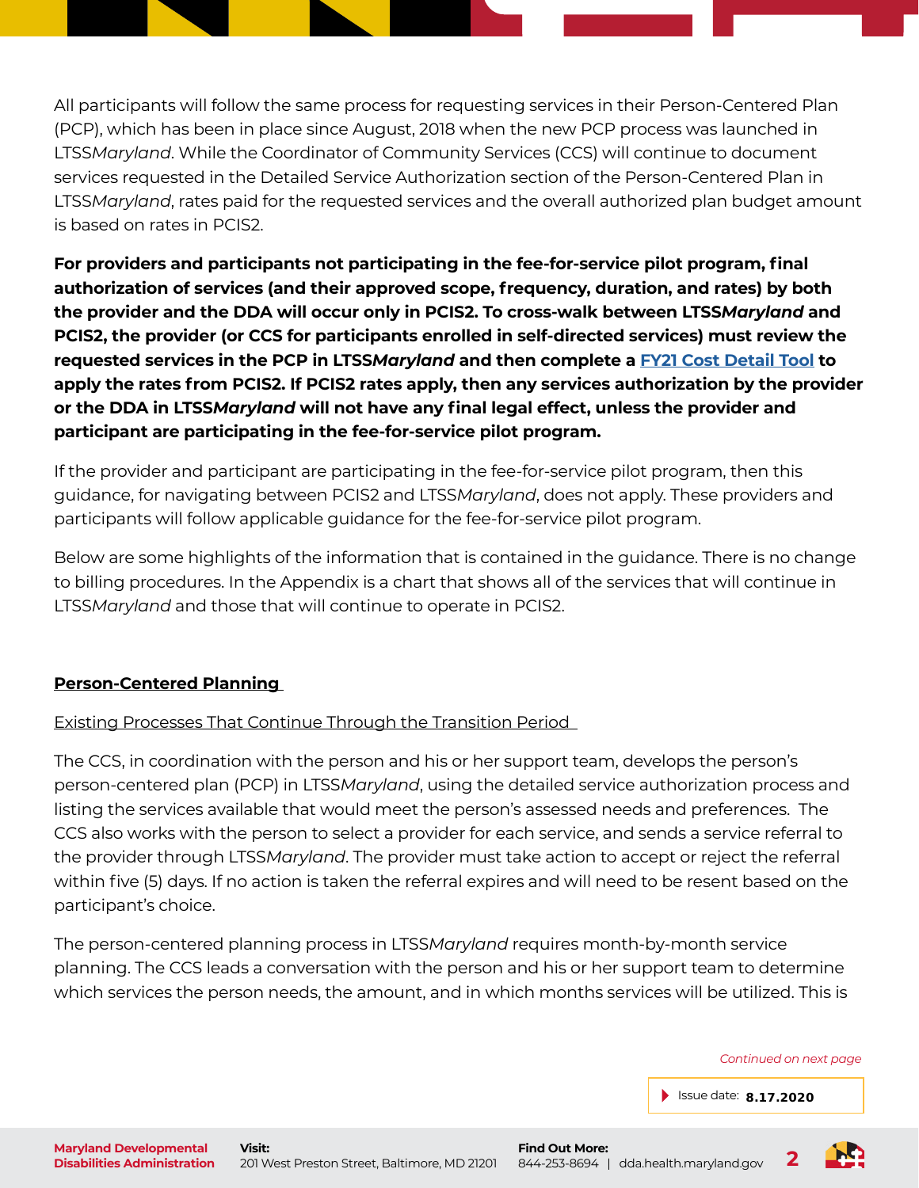All participants will follow the same process for requesting services in their Person-Centered Plan (PCP), which has been in place since August, 2018 when the new PCP process was launched in LTSS*Maryland*. While the Coordinator of Community Services (CCS) will continue to document services requested in the Detailed Service Authorization section of the Person-Centered Plan in LTSS*Maryland*, rates paid for the requested services and the overall authorized plan budget amount is based on rates in PCIS2.

**For providers and participants not participating in the fee-for-service pilot program, final authorization of services (and their approved scope, frequency, duration, and rates) by both the provider and the DDA will occur only in PCIS2. To cross-walk between LTSS*Maryland* and PCIS2, the provider (or CCS for participants enrolled in self-directed services) must review the requested services in the PCP in LTSS*Maryland* and then complete a FY21 Cost Detail Tool to apply the rates from PCIS2. If PCIS2 rates apply, then any services authorization by the provider or the DDA in LTSS*Maryland* will not have any final legal effect, unless the provider and participant are participating in the fee-for-service pilot program.**

If the provider and participant are participating in the fee-for-service pilot program, then this guidance, for navigating between PCIS2 and LTSS*Maryland*, does not apply. These providers and participants will follow applicable guidance for the fee-for-service pilot program.

Below are some highlights of the information that is contained in the guidance. There is no change to billing procedures. In the Appendix is a chart that shows all of the services that will continue in LTSS*Maryland* and those that will continue to operate in PCIS2.

## Person-Centered Planning

### Existing Processes That Continue Through the Transition Period

The CCS, in coordination with the person and his or her support team, develops the person's person-centered plan (PCP) in LTSS*Maryland*, using the detailed service authorization process and listing the services available that would meet the person's assessed needs and preferences. The CCS also works with the person to select a provider for each service, and sends a service referral to the provider through LTSS*Maryland*. The provider must take action to accept or reject the referral within five (5) days. If no action is taken the referral expires and will need to be resent based on the participant's choice.

The person-centered planning process in LTSS*Maryland* requires month-by-month service planning. The CCS leads a conversation with the person and his or her support team to determine which services the person needs, the amount, and in which months services will be utilized. This is

*Continued on next page*

Issue date: **8.17.2020**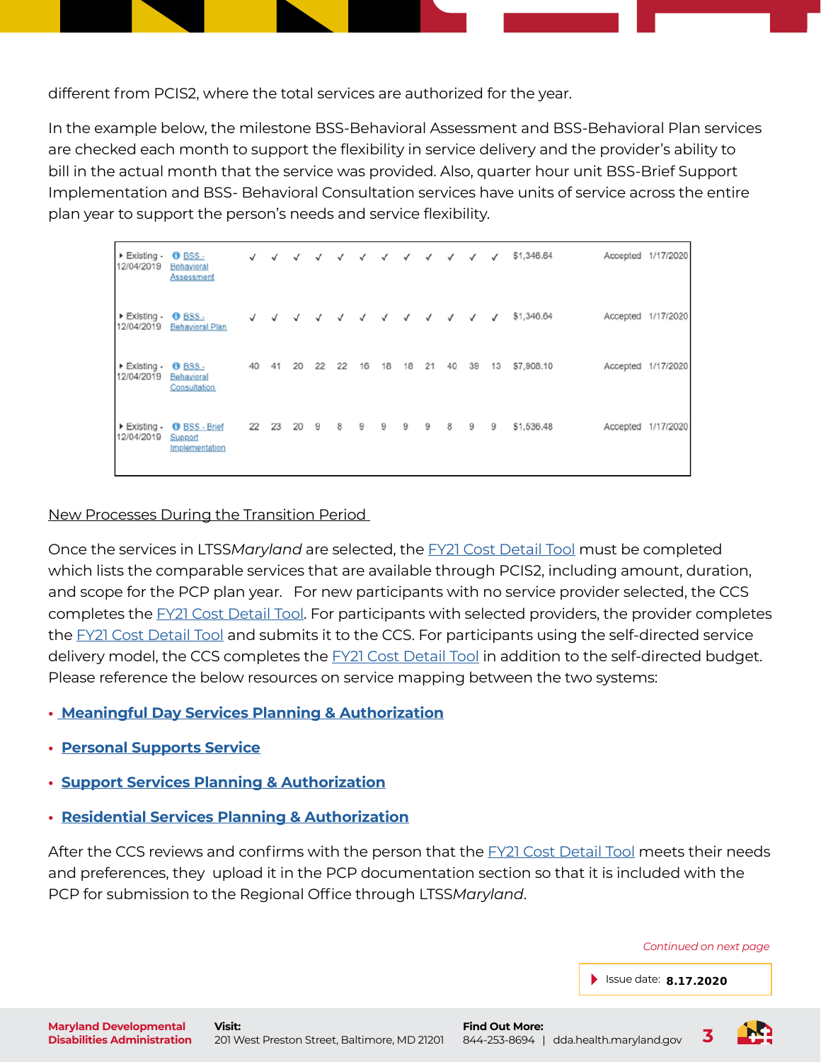different from PCIS2, where the total services are authorized for the year.

In the example below, the milestone BSS-Behavioral Assessment and BSS-Behavioral Plan services are checked each month to support the flexibility in service delivery and the provider's ability to bill in the actual month that the service was provided. Also, quarter hour unit BSS-Brief Support Implementation and BSS- Behavioral Consultation services have units of service across the entire plan year to support the person's needs and service flexibility.

| | | | | | | | | | | | | | | | | |
|---|---|---|---|---|---|---|---|---|---|---|---|---|---|---|---|---|
| ▸ Existing - 12/04/2019 | BSS - Behavioral Assessment | ✓ | ✓ | ✓ | ✓ | ✓ | ✓ | ✓ | ✓ | ✓ | ✓ | ✓ | ✓ | $1,346.64 | Accepted | 1/17/2020 |
| ▸ Existing - 12/04/2019 | BSS - Behavioral Plan | ✓ | ✓ | ✓ | ✓ | ✓ | ✓ | ✓ | ✓ | ✓ | ✓ | ✓ | ✓ | $1,346.64 | Accepted | 1/17/2020 |
| ▸ Existing - 12/04/2019 | BSS - Behavioral Consultation | 40 | 41 | 20 | 22 | 22 | 16 | 18 | 18 | 21 | 40 | 39 | 13 | $7,908.10 | Accepted | 1/17/2020 |
| ▸ Existing - 12/04/2019 | BSS - Brief Support Implementation | 22 | 23 | 20 | 9 | 8 | 9 | 9 | 9 | 9 | 8 | 9 | 9 | $1,536.48 | Accepted | 1/17/2020 |

New Processes During the Transition Period

Once the services in LTSS*Maryland* are selected, the FY21 Cost Detail Tool must be completed which lists the comparable services that are available through PCIS2, including amount, duration, and scope for the PCP plan year. For new participants with no service provider selected, the CCS completes the FY21 Cost Detail Tool. For participants with selected providers, the provider completes the FY21 Cost Detail Tool and submits it to the CCS. For participants using the self-directed service delivery model, the CCS completes the FY21 Cost Detail Tool in addition to the self-directed budget. Please reference the below resources on service mapping between the two systems:

- **Meaningful Day Services Planning & Authorization**
- **Personal Supports Service**
- **Support Services Planning & Authorization**
- **Residential Services Planning & Authorization**

After the CCS reviews and confirms with the person that the FY21 Cost Detail Tool meets their needs and preferences, they upload it in the PCP documentation section so that it is included with the PCP for submission to the Regional Office through LTSS*Maryland*.

*Continued on next page*

Issue date: **8.17.2020**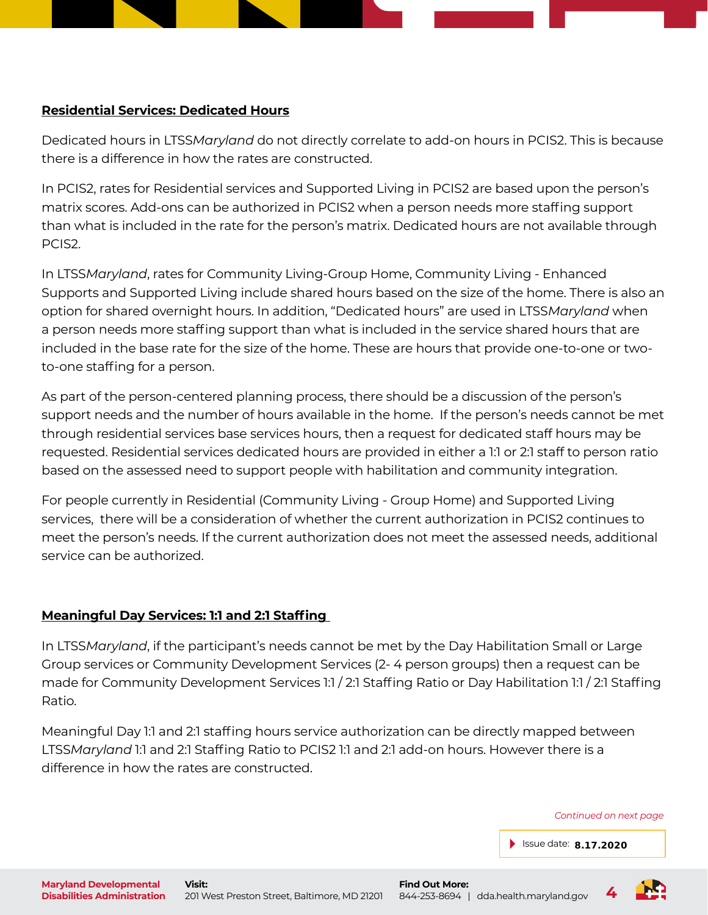**Residential Services: Dedicated Hours**

Dedicated hours in LTSS*Maryland* do not directly correlate to add-on hours in PCIS2. This is because there is a difference in how the rates are constructed.

In PCIS2, rates for Residential services and Supported Living in PCIS2 are based upon the person's matrix scores. Add-ons can be authorized in PCIS2 when a person needs more staffing support than what is included in the rate for the person's matrix. Dedicated hours are not available through PCIS2.

In LTSS*Maryland*, rates for Community Living-Group Home, Community Living - Enhanced Supports and Supported Living include shared hours based on the size of the home. There is also an option for shared overnight hours. In addition, "Dedicated hours" are used in LTSS*Maryland* when a person needs more staffing support than what is included in the service shared hours that are included in the base rate for the size of the home. These are hours that provide one-to-one or two-to-one staffing for a person.

As part of the person-centered planning process, there should be a discussion of the person's support needs and the number of hours available in the home.  If the person's needs cannot be met through residential services base services hours, then a request for dedicated staff hours may be requested. Residential services dedicated hours are provided in either a 1:1 or 2:1 staff to person ratio based on the assessed need to support people with habilitation and community integration.

For people currently in Residential (Community Living - Group Home) and Supported Living services,  there will be a consideration of whether the current authorization in PCIS2 continues to meet the person's needs. If the current authorization does not meet the assessed needs, additional service can be authorized.

**Meaningful Day Services: 1:1 and 2:1 Staffing**

In LTSS*Maryland*, if the participant's needs cannot be met by the Day Habilitation Small or Large Group services or Community Development Services (2- 4 person groups) then a request can be made for Community Development Services 1:1 / 2:1 Staffing Ratio or Day Habilitation 1:1 / 2:1 Staffing Ratio.

Meaningful Day 1:1 and 2:1 staffing hours service authorization can be directly mapped between LTSS*Maryland* 1:1 and 2:1 Staffing Ratio to PCIS2 1:1 and 2:1 add-on hours. However there is a difference in how the rates are constructed.

*Continued on next page*

Issue date: **8.17.2020**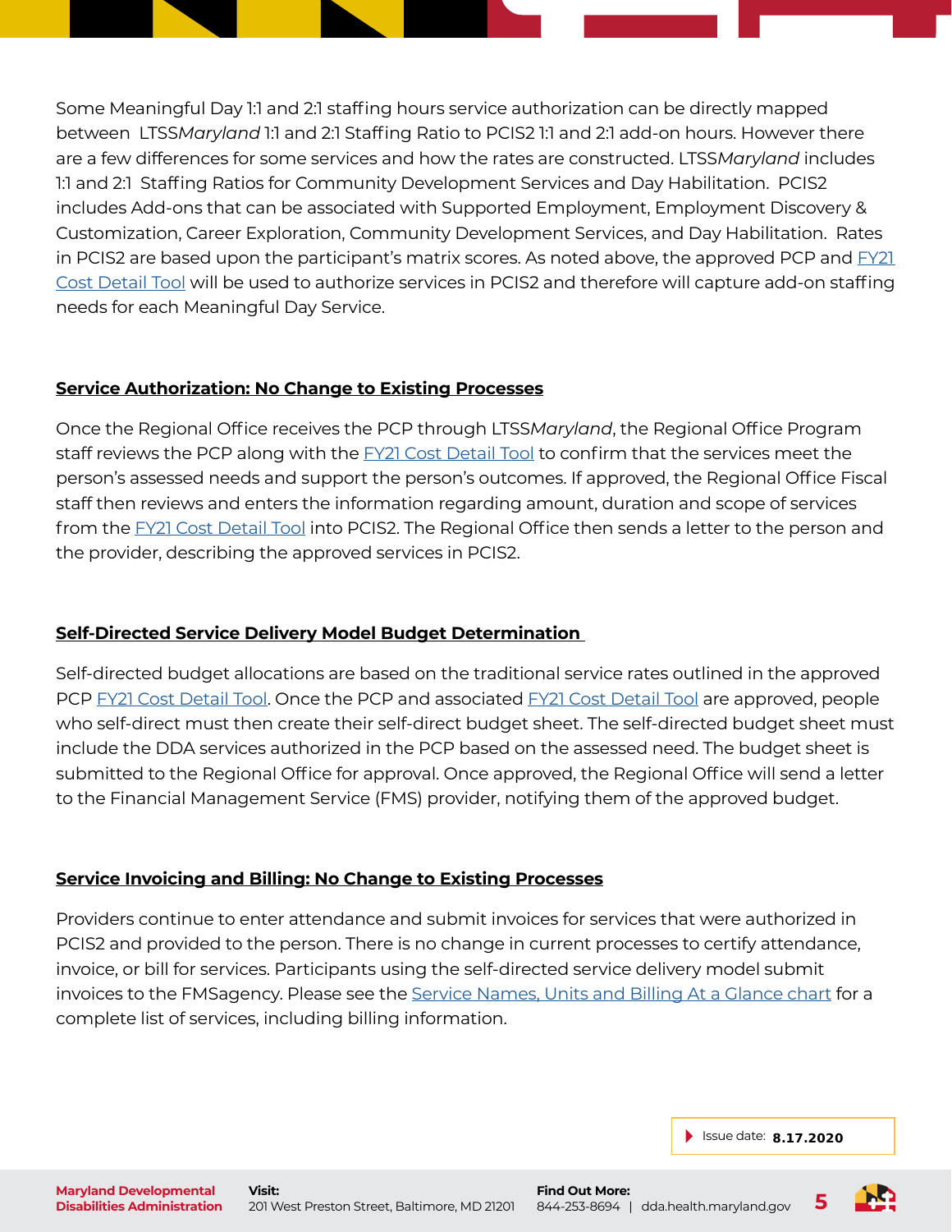Some Meaningful Day 1:1 and 2:1 staffing hours service authorization can be directly mapped between LTSS*Maryland* 1:1 and 2:1 Staffing Ratio to PCIS2 1:1 and 2:1 add-on hours. However there are a few differences for some services and how the rates are constructed. LTSS*Maryland* includes 1:1 and 2:1 Staffing Ratios for Community Development Services and Day Habilitation. PCIS2 includes Add-ons that can be associated with Supported Employment, Employment Discovery & Customization, Career Exploration, Community Development Services, and Day Habilitation. Rates in PCIS2 are based upon the participant's matrix scores. As noted above, the approved PCP and FY21 Cost Detail Tool will be used to authorize services in PCIS2 and therefore will capture add-on staffing needs for each Meaningful Day Service.

## Service Authorization: No Change to Existing Processes

Once the Regional Office receives the PCP through LTSS*Maryland*, the Regional Office Program staff reviews the PCP along with the FY21 Cost Detail Tool to confirm that the services meet the person's assessed needs and support the person's outcomes. If approved, the Regional Office Fiscal staff then reviews and enters the information regarding amount, duration and scope of services from the FY21 Cost Detail Tool into PCIS2. The Regional Office then sends a letter to the person and the provider, describing the approved services in PCIS2.

## Self-Directed Service Delivery Model Budget Determination

Self-directed budget allocations are based on the traditional service rates outlined in the approved PCP FY21 Cost Detail Tool. Once the PCP and associated FY21 Cost Detail Tool are approved, people who self-direct must then create their self-direct budget sheet. The self-directed budget sheet must include the DDA services authorized in the PCP based on the assessed need. The budget sheet is submitted to the Regional Office for approval. Once approved, the Regional Office will send a letter to the Financial Management Service (FMS) provider, notifying them of the approved budget.

## Service Invoicing and Billing: No Change to Existing Processes

Providers continue to enter attendance and submit invoices for services that were authorized in PCIS2 and provided to the person. There is no change in current processes to certify attendance, invoice, or bill for services. Participants using the self-directed service delivery model submit invoices to the FMSagency. Please see the Service Names, Units and Billing At a Glance chart for a complete list of services, including billing information.

Issue date: **8.17.2020**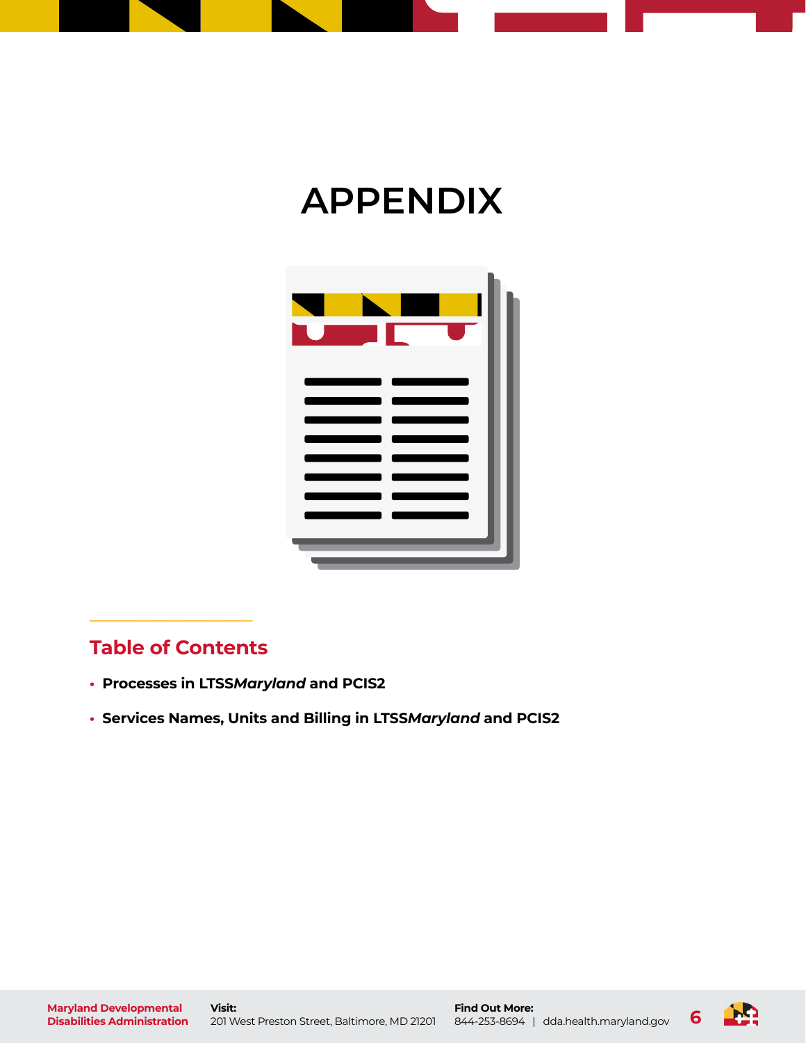# APPENDIX

## Table of Contents

- **Processes in LTSS*Maryland* and PCIS2**
- **Services Names, Units and Billing in LTSS*Maryland* and PCIS2**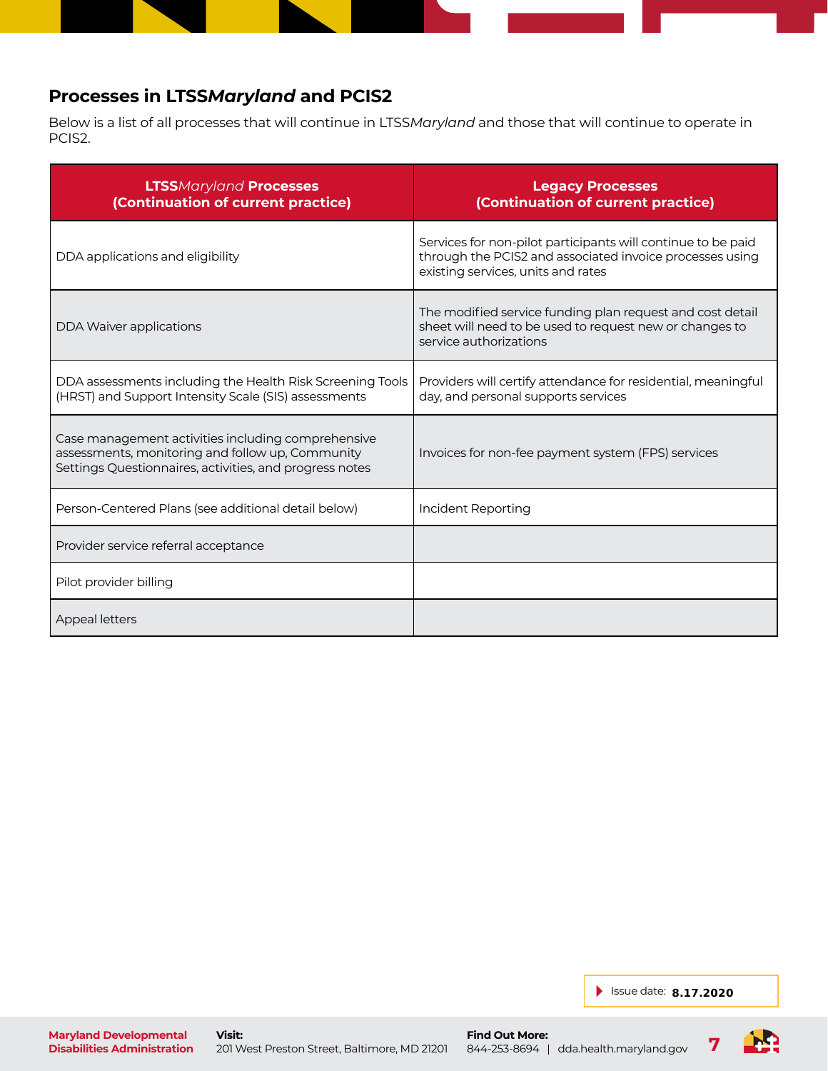## Processes in LTSS*Maryland* and PCIS2

Below is a list of all processes that will continue in LTSS*Maryland* and those that will continue to operate in PCIS2.

| LTSS*Maryland* Processes (Continuation of current practice) | Legacy Processes (Continuation of current practice) |
|---|---|
| DDA applications and eligibility | Services for non-pilot participants will continue to be paid through the PCIS2 and associated invoice processes using existing services, units and rates |
| DDA Waiver applications | The modified service funding plan request and cost detail sheet will need to be used to request new or changes to service authorizations |
| DDA assessments including the Health Risk Screening Tools (HRST) and Support Intensity Scale (SIS) assessments | Providers will certify attendance for residential, meaningful day, and personal supports services |
| Case management activities including comprehensive assessments, monitoring and follow up, Community Settings Questionnaires, activities, and progress notes | Invoices for non-fee payment system (FPS) services |
| Person-Centered Plans (see additional detail below) | Incident Reporting |
| Provider service referral acceptance | |
| Pilot provider billing | |
| Appeal letters | |

Issue date: **8.17.2020**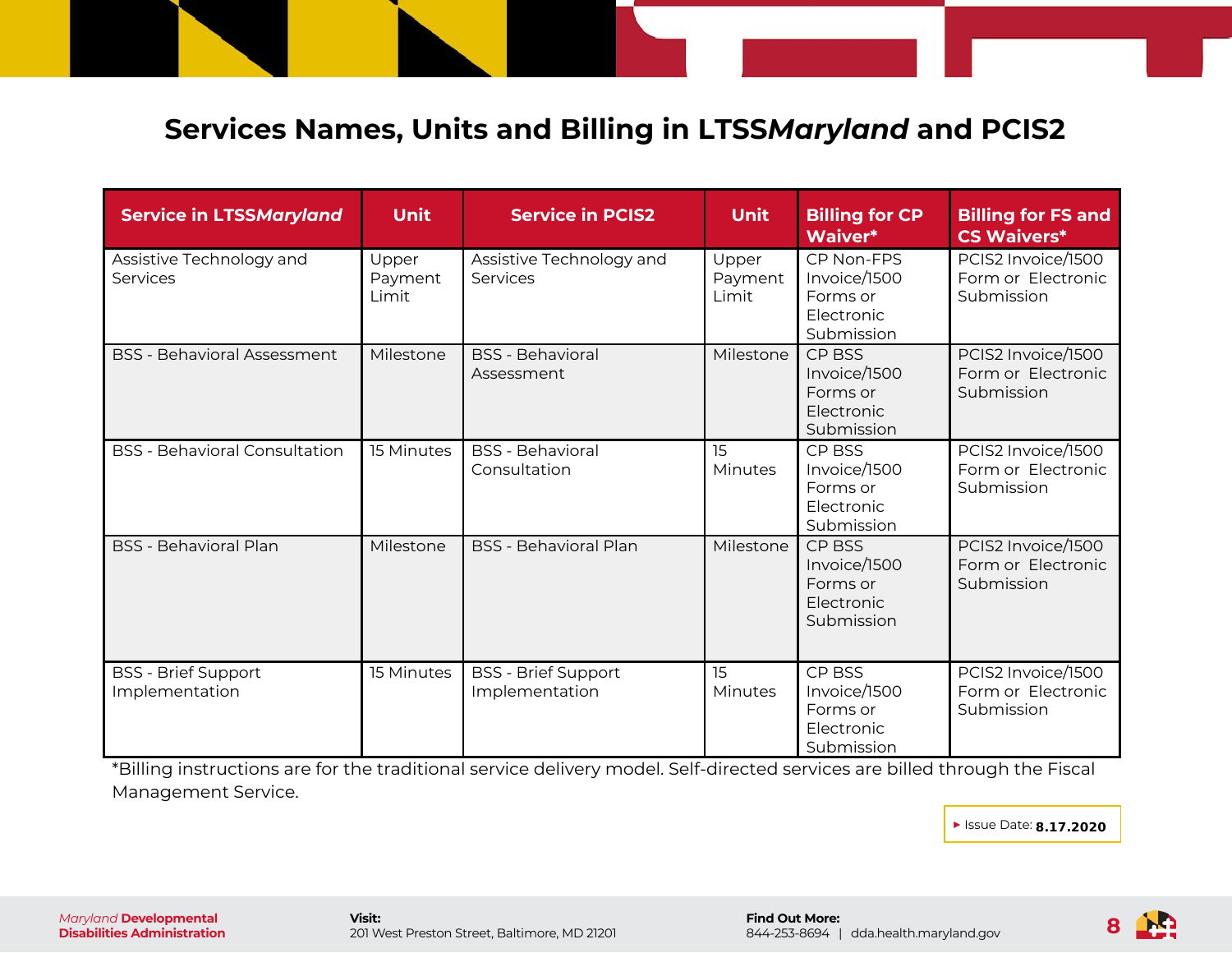## Services Names, Units and Billing in LTSS*Maryland* and PCIS2

| Service in LTSS*Maryland* | Unit | Service in PCIS2 | Unit | Billing for CP Waiver* | Billing for FS and CS Waivers* |
|---|---|---|---|---|---|
| Assistive Technology and Services | Upper Payment Limit | Assistive Technology and Services | Upper Payment Limit | CP Non-FPS Invoice/1500 Forms or Electronic Submission | PCIS2 Invoice/1500 Form or Electronic Submission |
| BSS - Behavioral Assessment | Milestone | BSS - Behavioral Assessment | Milestone | CP BSS Invoice/1500 Forms or Electronic Submission | PCIS2 Invoice/1500 Form or Electronic Submission |
| BSS - Behavioral Consultation | 15 Minutes | BSS - Behavioral Consultation | 15 Minutes | CP BSS Invoice/1500 Forms or Electronic Submission | PCIS2 Invoice/1500 Form or Electronic Submission |
| BSS - Behavioral Plan | Milestone | BSS - Behavioral Plan | Milestone | CP BSS Invoice/1500 Forms or Electronic Submission | PCIS2 Invoice/1500 Form or Electronic Submission |
| BSS - Brief Support Implementation | 15 Minutes | BSS - Brief Support Implementation | 15 Minutes | CP BSS Invoice/1500 Forms or Electronic Submission | PCIS2 Invoice/1500 Form or Electronic Submission |

*Billing instructions are for the traditional service delivery model. Self-directed services are billed through the Fiscal Management Service.

▸ Issue Date: **8.17.2020**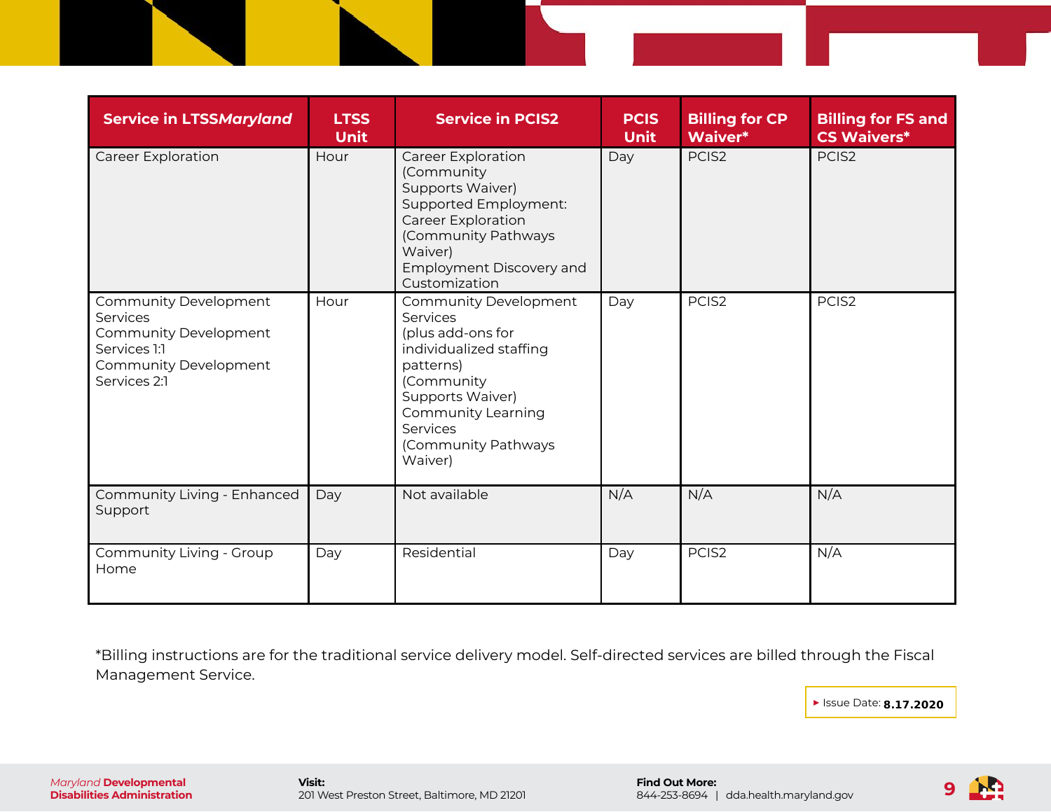| Service in LTSS*Maryland* | LTSS Unit | Service in PCIS2 | PCIS Unit | Billing for CP Waiver* | Billing for FS and CS Waivers* |
|---|---|---|---|---|---|
| Career Exploration | Hour | Career Exploration (Community Supports Waiver)<br>Supported Employment: Career Exploration (Community Pathways Waiver)<br>Employment Discovery and Customization | Day | PCIS2 | PCIS2 |
| Community Development Services<br>Community Development Services 1:1<br>Community Development Services 2:1 | Hour | Community Development Services (plus add-ons for individualized staffing patterns) (Community Supports Waiver)<br>Community Learning Services (Community Pathways Waiver) | Day | PCIS2 | PCIS2 |
| Community Living - Enhanced Support | Day | Not available | N/A | N/A | N/A |
| Community Living - Group Home | Day | Residential | Day | PCIS2 | N/A |

*Billing instructions are for the traditional service delivery model. Self-directed services are billed through the Fiscal Management Service.

Issue Date: **8.17.2020**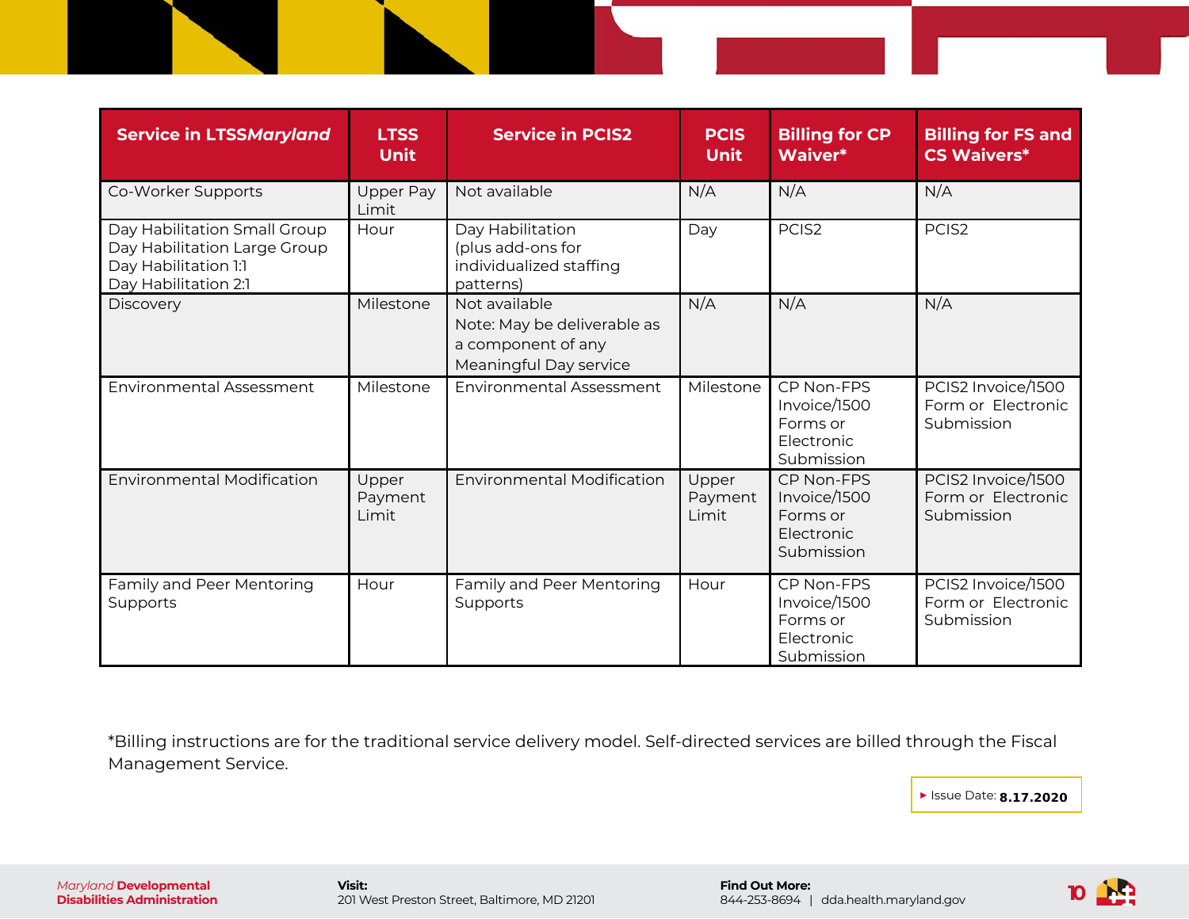| Service in LTSS*Maryland* | LTSS Unit | Service in PCIS2 | PCIS Unit | Billing for CP Waiver* | Billing for FS and CS Waivers* |
|---|---|---|---|---|---|
| Co-Worker Supports | Upper Pay Limit | Not available | N/A | N/A | N/A |
| Day Habilitation Small Group<br>Day Habilitation Large Group<br>Day Habilitation 1:1<br>Day Habilitation 2:1 | Hour | Day Habilitation (plus add-ons for individualized staffing patterns) | Day | PCIS2 | PCIS2 |
| Discovery | Milestone | Not available<br>Note: May be deliverable as a component of any Meaningful Day service | N/A | N/A | N/A |
| Environmental Assessment | Milestone | Environmental Assessment | Milestone | CP Non-FPS Invoice/1500 Forms or Electronic Submission | PCIS2 Invoice/1500 Form or Electronic Submission |
| Environmental Modification | Upper Payment Limit | Environmental Modification | Upper Payment Limit | CP Non-FPS Invoice/1500 Forms or Electronic Submission | PCIS2 Invoice/1500 Form or Electronic Submission |
| Family and Peer Mentoring Supports | Hour | Family and Peer Mentoring Supports | Hour | CP Non-FPS Invoice/1500 Forms or Electronic Submission | PCIS2 Invoice/1500 Form or Electronic Submission |

*Billing instructions are for the traditional service delivery model. Self-directed services are billed through the Fiscal Management Service.

Issue Date: **8.17.2020**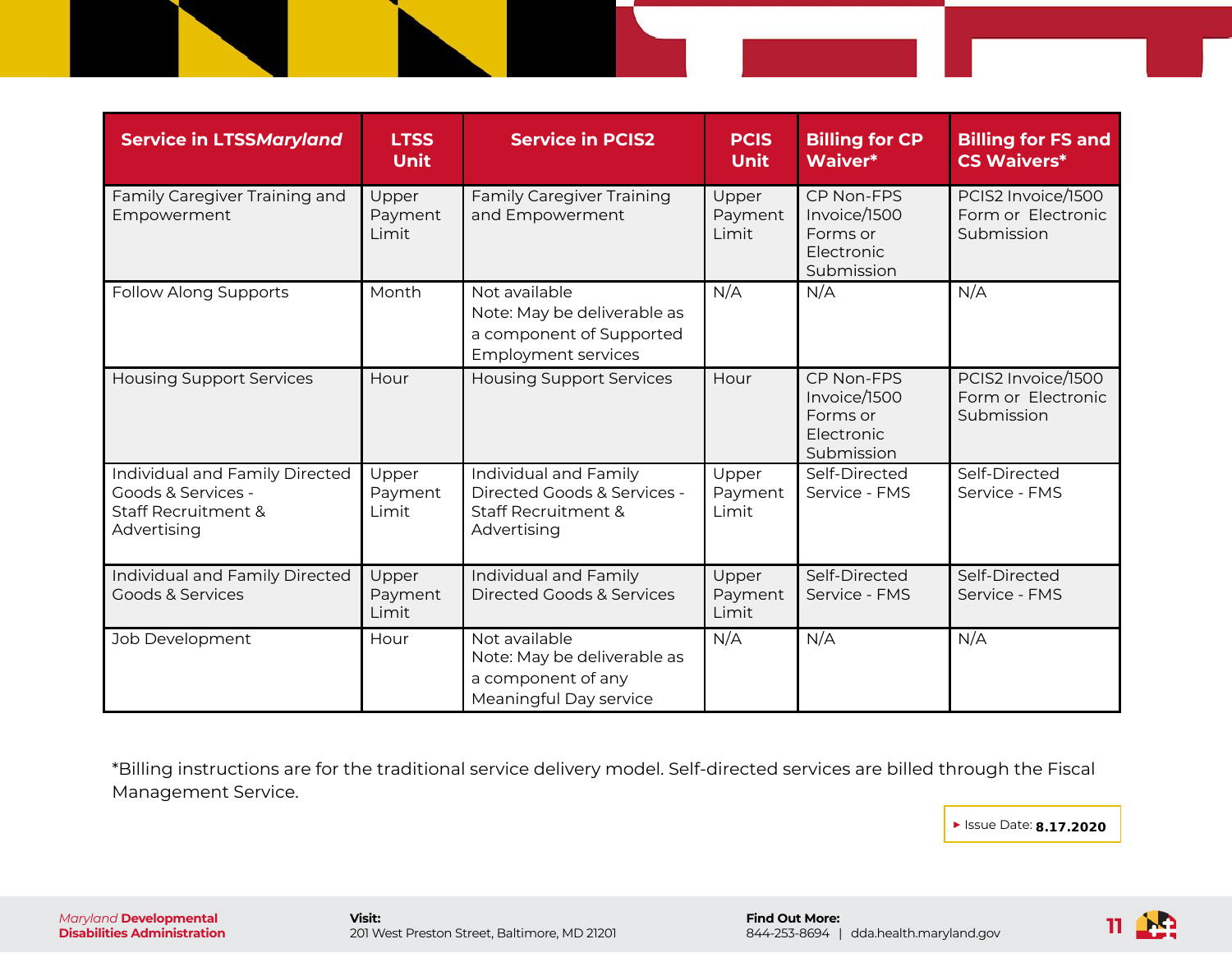| Service in LTSS*Maryland* | LTSS Unit | Service in PCIS2 | PCIS Unit | Billing for CP Waiver* | Billing for FS and CS Waivers* |
|---|---|---|---|---|---|
| Family Caregiver Training and Empowerment | Upper Payment Limit | Family Caregiver Training and Empowerment | Upper Payment Limit | CP Non-FPS Invoice/1500 Forms or Electronic Submission | PCIS2 Invoice/1500 Form or Electronic Submission |
| Follow Along Supports | Month | Not available<br>Note: May be deliverable as a component of Supported Employment services | N/A | N/A | N/A |
| Housing Support Services | Hour | Housing Support Services | Hour | CP Non-FPS Invoice/1500 Forms or Electronic Submission | PCIS2 Invoice/1500 Form or Electronic Submission |
| Individual and Family Directed Goods & Services - Staff Recruitment & Advertising | Upper Payment Limit | Individual and Family Directed Goods & Services - Staff Recruitment & Advertising | Upper Payment Limit | Self-Directed Service - FMS | Self-Directed Service - FMS |
| Individual and Family Directed Goods & Services | Upper Payment Limit | Individual and Family Directed Goods & Services | Upper Payment Limit | Self-Directed Service - FMS | Self-Directed Service - FMS |
| Job Development | Hour | Not available<br>Note: May be deliverable as a component of any Meaningful Day service | N/A | N/A | N/A |

*Billing instructions are for the traditional service delivery model. Self-directed services are billed through the Fiscal Management Service.

Issue Date: **8.17.2020**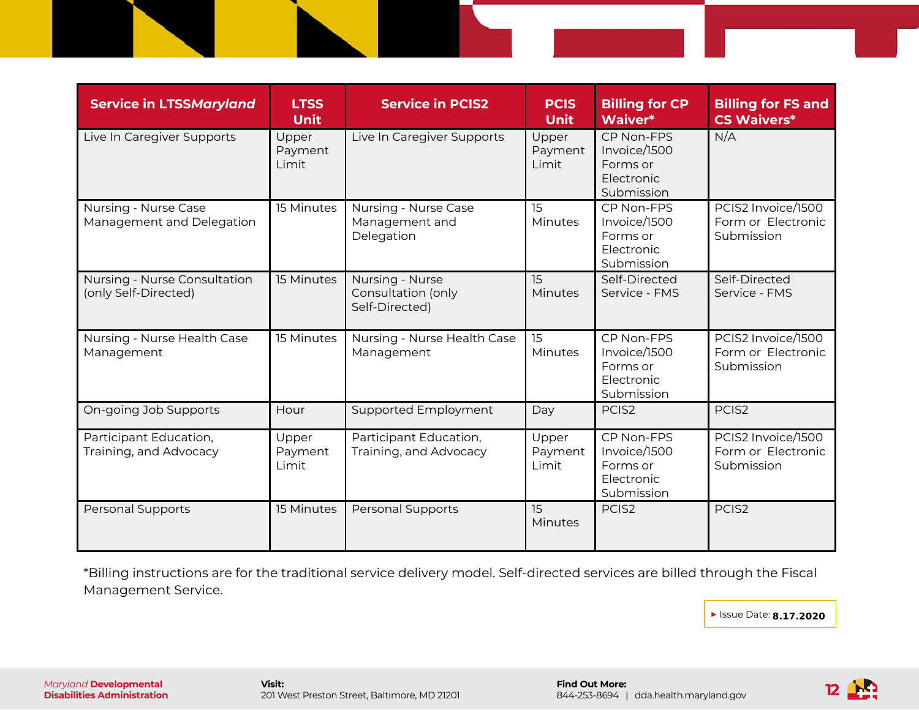| Service in LTSS*Maryland* | LTSS Unit | Service in PCIS2 | PCIS Unit | Billing for CP Waiver* | Billing for FS and CS Waivers* |
|---|---|---|---|---|---|
| Live In Caregiver Supports | Upper Payment Limit | Live In Caregiver Supports | Upper Payment Limit | CP Non-FPS Invoice/1500 Forms or Electronic Submission | N/A |
| Nursing - Nurse Case Management and Delegation | 15 Minutes | Nursing - Nurse Case Management and Delegation | 15 Minutes | CP Non-FPS Invoice/1500 Forms or Electronic Submission | PCIS2 Invoice/1500 Form or Electronic Submission |
| Nursing - Nurse Consultation (only Self-Directed) | 15 Minutes | Nursing - Nurse Consultation (only Self-Directed) | 15 Minutes | Self-Directed Service - FMS | Self-Directed Service - FMS |
| Nursing - Nurse Health Case Management | 15 Minutes | Nursing - Nurse Health Case Management | 15 Minutes | CP Non-FPS Invoice/1500 Forms or Electronic Submission | PCIS2 Invoice/1500 Form or Electronic Submission |
| On-going Job Supports | Hour | Supported Employment | Day | PCIS2 | PCIS2 |
| Participant Education, Training, and Advocacy | Upper Payment Limit | Participant Education, Training, and Advocacy | Upper Payment Limit | CP Non-FPS Invoice/1500 Forms or Electronic Submission | PCIS2 Invoice/1500 Form or Electronic Submission |
| Personal Supports | 15 Minutes | Personal Supports | 15 Minutes | PCIS2 | PCIS2 |

*Billing instructions are for the traditional service delivery model. Self-directed services are billed through the Fiscal Management Service.

Issue Date: **8.17.2020**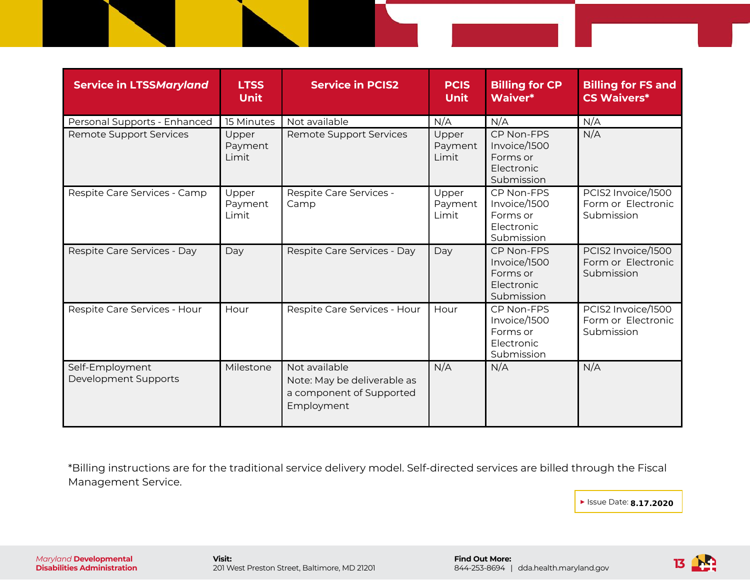| Service in LTSS*Maryland* | LTSS Unit | Service in PCIS2 | PCIS Unit | Billing for CP Waiver* | Billing for FS and CS Waivers* |
|---|---|---|---|---|---|
| Personal Supports - Enhanced | 15 Minutes | Not available | N/A | N/A | N/A |
| Remote Support Services | Upper Payment Limit | Remote Support Services | Upper Payment Limit | CP Non-FPS Invoice/1500 Forms or Electronic Submission | N/A |
| Respite Care Services - Camp | Upper Payment Limit | Respite Care Services - Camp | Upper Payment Limit | CP Non-FPS Invoice/1500 Forms or Electronic Submission | PCIS2 Invoice/1500 Form or Electronic Submission |
| Respite Care Services - Day | Day | Respite Care Services - Day | Day | CP Non-FPS Invoice/1500 Forms or Electronic Submission | PCIS2 Invoice/1500 Form or Electronic Submission |
| Respite Care Services - Hour | Hour | Respite Care Services - Hour | Hour | CP Non-FPS Invoice/1500 Forms or Electronic Submission | PCIS2 Invoice/1500 Form or Electronic Submission |
| Self-Employment Development Supports | Milestone | Not available<br>Note: May be deliverable as a component of Supported Employment | N/A | N/A | N/A |

*Billing instructions are for the traditional service delivery model. Self-directed services are billed through the Fiscal Management Service.

Issue Date: **8.17.2020**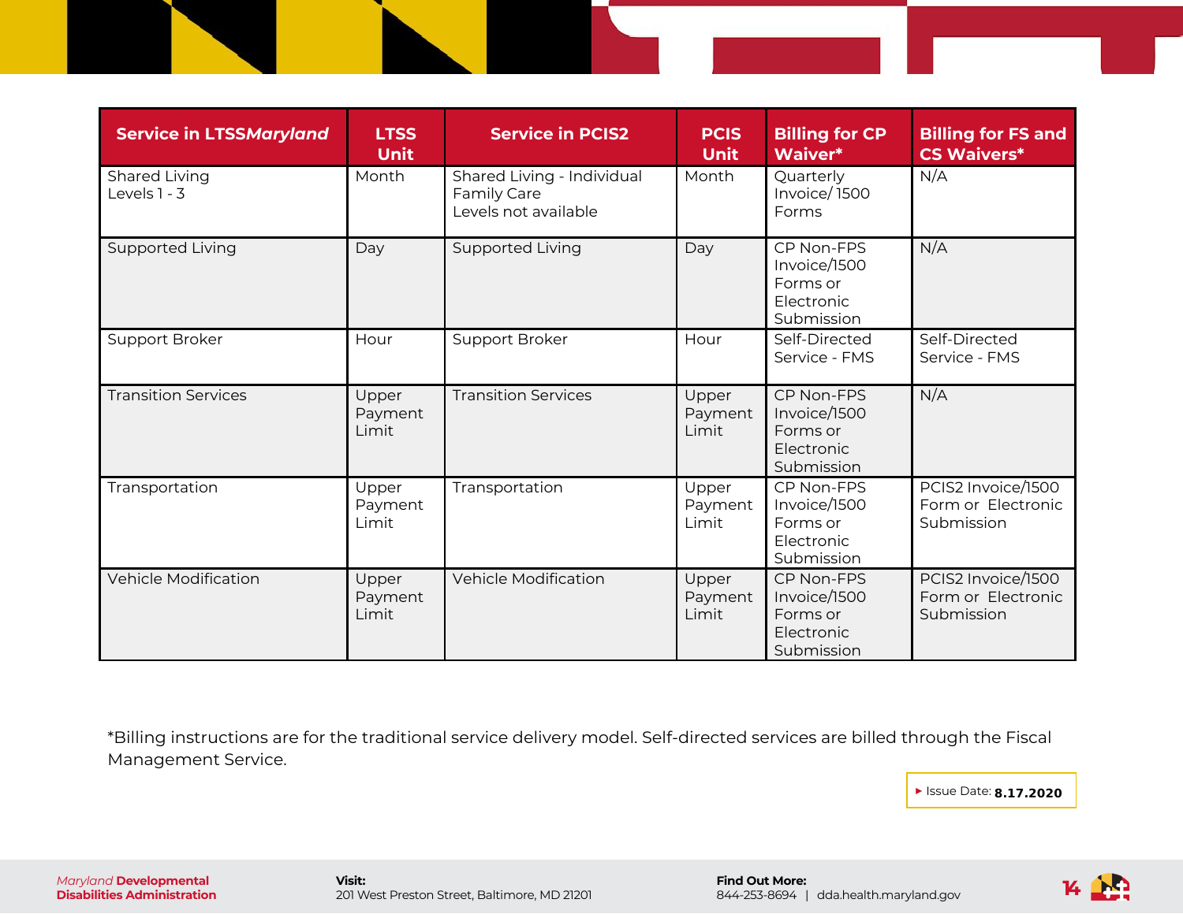| Service in LTSS*Maryland* | LTSS Unit | Service in PCIS2 | PCIS Unit | Billing for CP Waiver* | Billing for FS and CS Waivers* |
|---|---|---|---|---|---|
| Shared Living Levels 1 - 3 | Month | Shared Living - Individual Family Care Levels not available | Month | Quarterly Invoice/ 1500 Forms | N/A |
| Supported Living | Day | Supported Living | Day | CP Non-FPS Invoice/1500 Forms or Electronic Submission | N/A |
| Support Broker | Hour | Support Broker | Hour | Self-Directed Service - FMS | Self-Directed Service - FMS |
| Transition Services | Upper Payment Limit | Transition Services | Upper Payment Limit | CP Non-FPS Invoice/1500 Forms or Electronic Submission | N/A |
| Transportation | Upper Payment Limit | Transportation | Upper Payment Limit | CP Non-FPS Invoice/1500 Forms or Electronic Submission | PCIS2 Invoice/1500 Form or Electronic Submission |
| Vehicle Modification | Upper Payment Limit | Vehicle Modification | Upper Payment Limit | CP Non-FPS Invoice/1500 Forms or Electronic Submission | PCIS2 Invoice/1500 Form or Electronic Submission |

*Billing instructions are for the traditional service delivery model. Self-directed services are billed through the Fiscal Management Service.

Issue Date: **8.17.2020**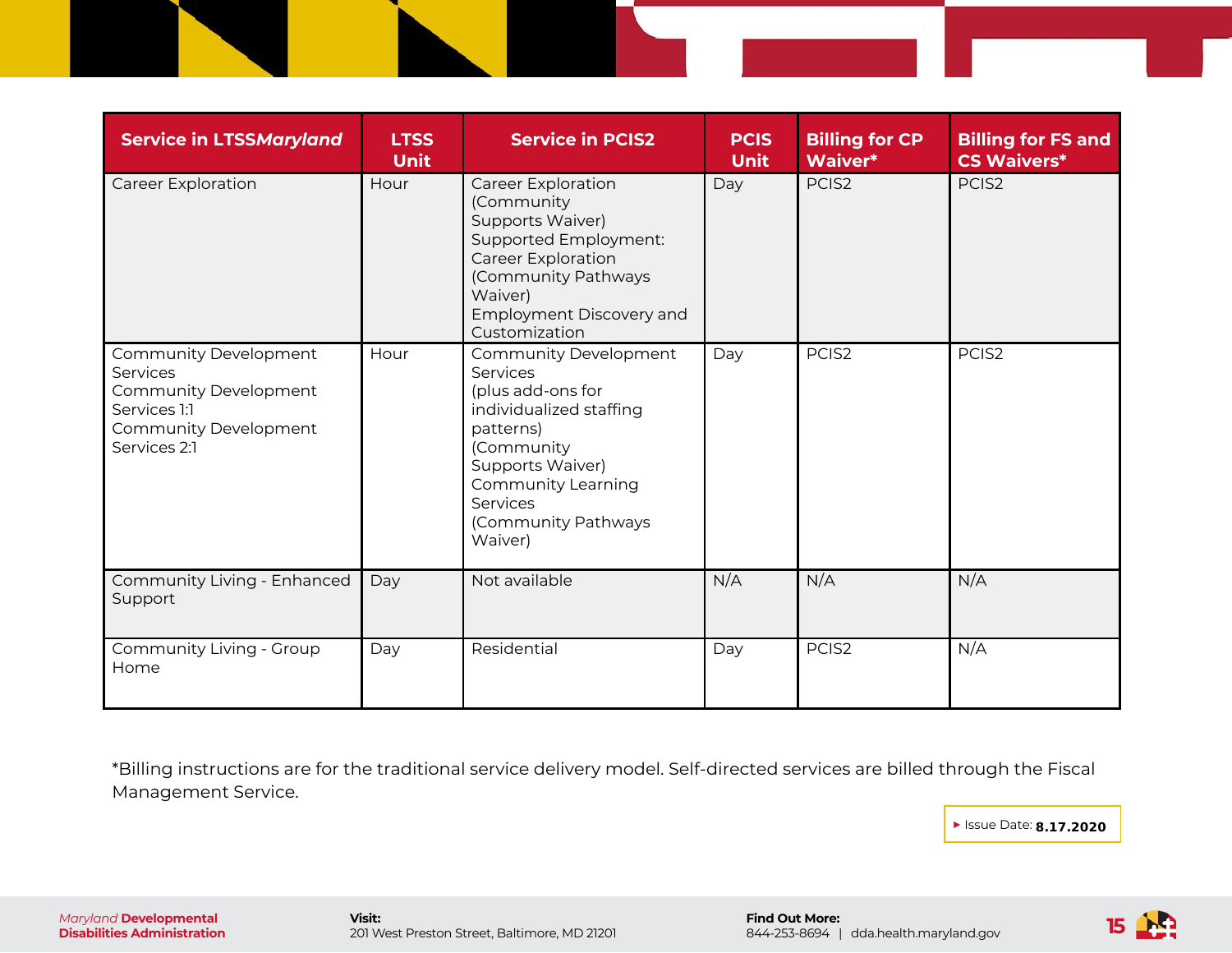| Service in LTSS*Maryland* | LTSS Unit | Service in PCIS2 | PCIS Unit | Billing for CP Waiver* | Billing for FS and CS Waivers* |
|---|---|---|---|---|---|
| Career Exploration | Hour | Career Exploration (Community Supports Waiver)<br>Supported Employment: Career Exploration (Community Pathways Waiver)<br>Employment Discovery and Customization | Day | PCIS2 | PCIS2 |
| Community Development Services<br>Community Development Services 1:1<br>Community Development Services 2:1 | Hour | Community Development Services (plus add-ons for individualized staffing patterns) (Community Supports Waiver)<br>Community Learning Services (Community Pathways Waiver) | Day | PCIS2 | PCIS2 |
| Community Living - Enhanced Support | Day | Not available | N/A | N/A | N/A |
| Community Living - Group Home | Day | Residential | Day | PCIS2 | N/A |

*Billing instructions are for the traditional service delivery model. Self-directed services are billed through the Fiscal Management Service.

Issue Date: **8.17.2020**